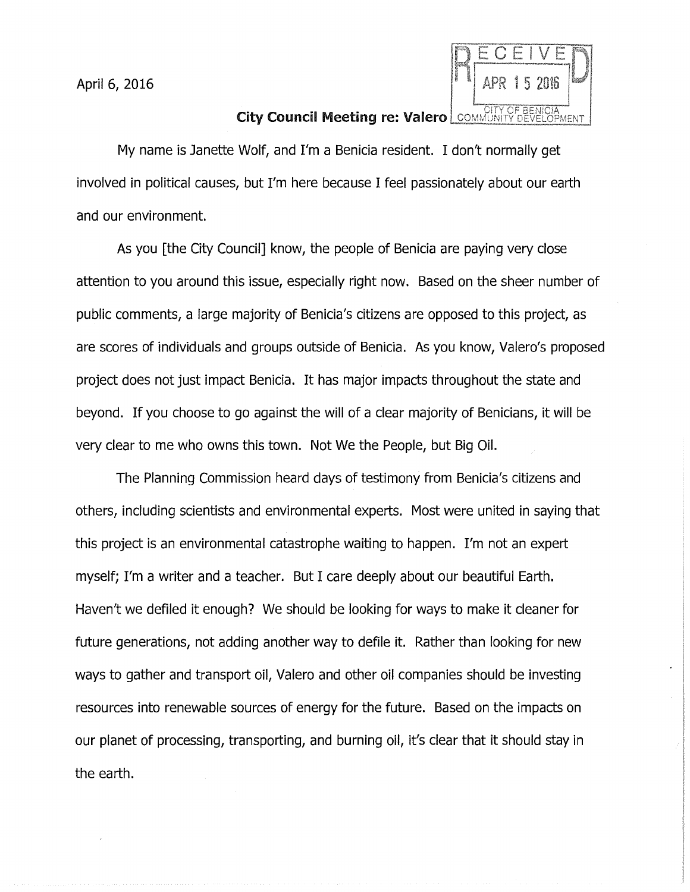April 6, 2016

RECEIVED
APR 15 2016
CITY OF BENICIA
COMMUNITY DEVELOPMENT

**City Council Meeting re: Valero**

My name is Janette Wolf, and I'm a Benicia resident. I don't normally get involved in political causes, but I'm here because I feel passionately about our earth and our environment.

As you [the City Council] know, the people of Benicia are paying very close attention to you around this issue, especially right now. Based on the sheer number of public comments, a large majority of Benicia's citizens are opposed to this project, as are scores of individuals and groups outside of Benicia. As you know, Valero's proposed project does not just impact Benicia. It has major impacts throughout the state and beyond. If you choose to go against the will of a clear majority of Benicians, it will be very clear to me who owns this town. Not We the People, but Big Oil.

The Planning Commission heard days of testimony from Benicia's citizens and others, including scientists and environmental experts. Most were united in saying that this project is an environmental catastrophe waiting to happen. I'm not an expert myself; I'm a writer and a teacher. But I care deeply about our beautiful Earth. Haven't we defiled it enough? We should be looking for ways to make it cleaner for future generations, not adding another way to defile it. Rather than looking for new ways to gather and transport oil, Valero and other oil companies should be investing resources into renewable sources of energy for the future. Based on the impacts on our planet of processing, transporting, and burning oil, it's clear that it should stay in the earth.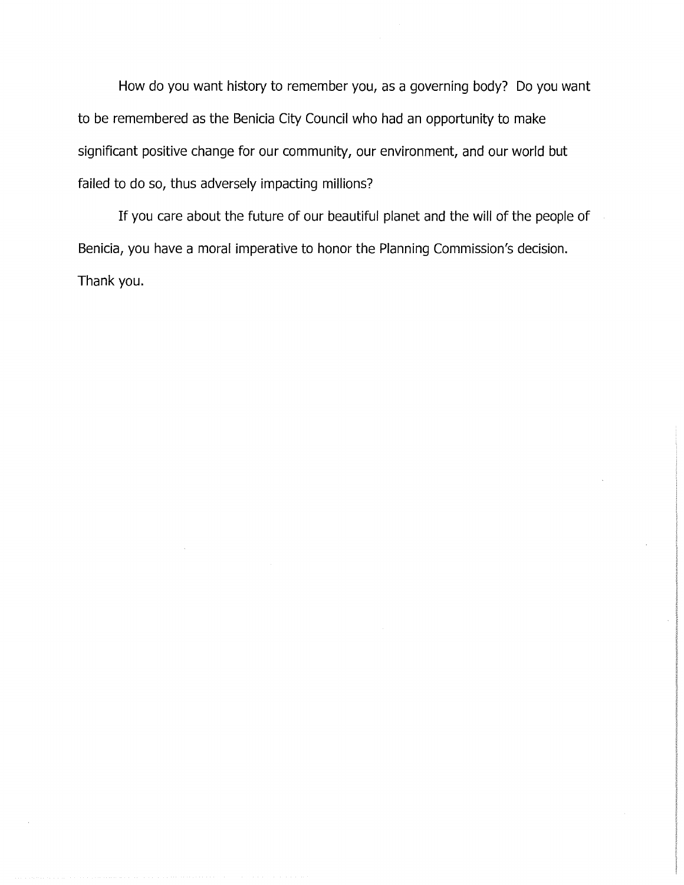How do you want history to remember you, as a governing body? Do you want to be remembered as the Benicia City Council who had an opportunity to make significant positive change for our community, our environment, and our world but failed to do so, thus adversely impacting millions?

If you care about the future of our beautiful planet and the will of the people of Benicia, you have a moral imperative to honor the Planning Commission's decision. Thank you.